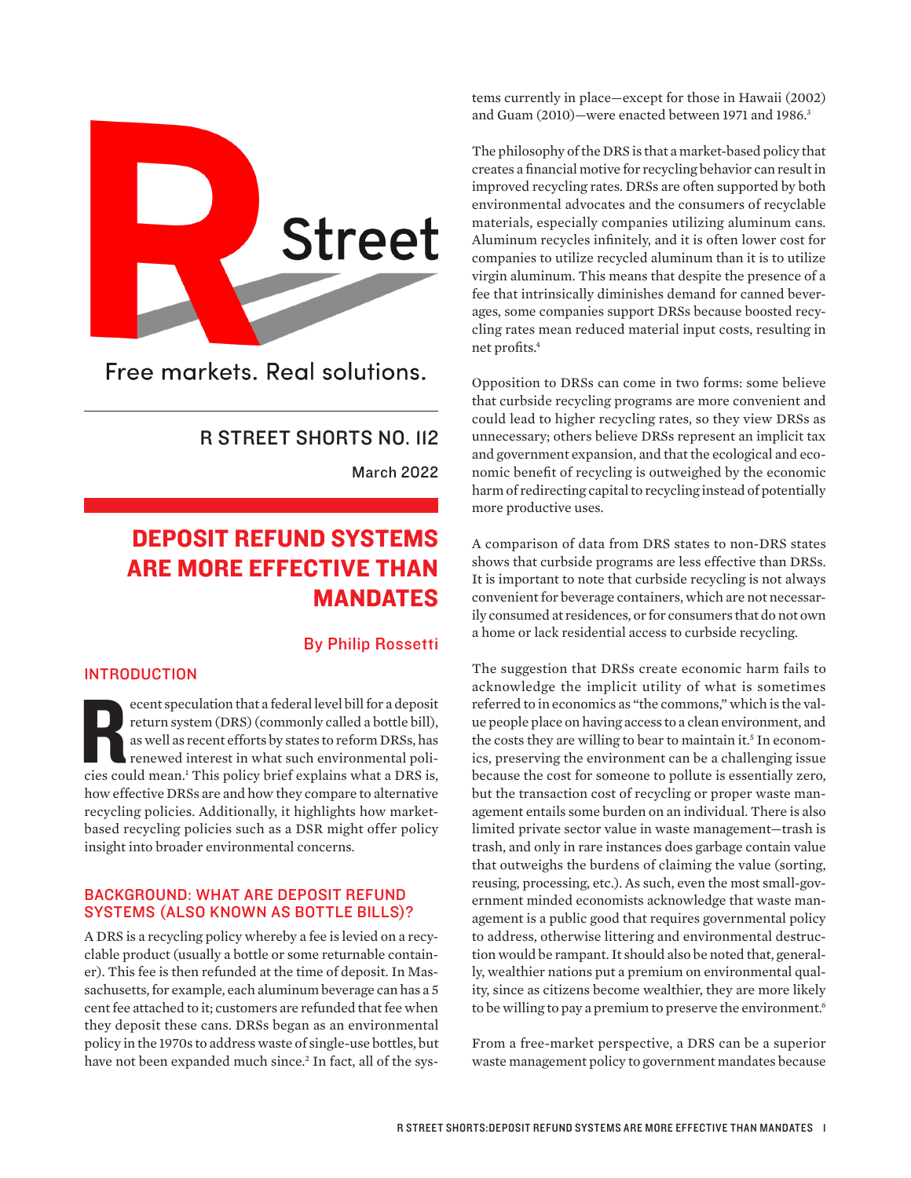R Street

Free markets. Real solutions.

R STREET SHORTS NO. 112

March 2022

# DEPOSIT REFUND SYSTEMS ARE MORE EFFECTIVE THAN MANDATES

By Philip Rossetti

## INTRODUCTION

Recent speculation that a federal level bill for a deposit return system (DRS) (commonly called a bottle bill), as well as recent efforts by states to reform DRSs, has renewed interest in what such environmental policies could mean.[1] This policy brief explains what a DRS is, how effective DRSs are and how they compare to alternative recycling policies. Additionally, it highlights how market-based recycling policies such as a DSR might offer policy insight into broader environmental concerns.

## BACKGROUND: WHAT ARE DEPOSIT REFUND SYSTEMS (ALSO KNOWN AS BOTTLE BILLS)?

A DRS is a recycling policy whereby a fee is levied on a recyclable product (usually a bottle or some returnable container). This fee is then refunded at the time of deposit. In Massachusetts, for example, each aluminum beverage can has a 5 cent fee attached to it; customers are refunded that fee when they deposit these cans. DRSs began as an environmental policy in the 1970s to address waste of single-use bottles, but have not been expanded much since.[2] In fact, all of the systems currently in place—except for those in Hawaii (2002) and Guam (2010)—were enacted between 1971 and 1986.[3]

The philosophy of the DRS is that a market-based policy that creates a financial motive for recycling behavior can result in improved recycling rates. DRSs are often supported by both environmental advocates and the consumers of recyclable materials, especially companies utilizing aluminum cans. Aluminum recycles infinitely, and it is often lower cost for companies to utilize recycled aluminum than it is to utilize virgin aluminum. This means that despite the presence of a fee that intrinsically diminishes demand for canned beverages, some companies support DRSs because boosted recycling rates mean reduced material input costs, resulting in net profits.[4]

Opposition to DRSs can come in two forms: some believe that curbside recycling programs are more convenient and could lead to higher recycling rates, so they view DRSs as unnecessary; others believe DRSs represent an implicit tax and government expansion, and that the ecological and economic benefit of recycling is outweighed by the economic harm of redirecting capital to recycling instead of potentially more productive uses.

A comparison of data from DRS states to non-DRS states shows that curbside programs are less effective than DRSs. It is important to note that curbside recycling is not always convenient for beverage containers, which are not necessarily consumed at residences, or for consumers that do not own a home or lack residential access to curbside recycling.

The suggestion that DRSs create economic harm fails to acknowledge the implicit utility of what is sometimes referred to in economics as "the commons," which is the value people place on having access to a clean environment, and the costs they are willing to bear to maintain it.[5] In economics, preserving the environment can be a challenging issue because the cost for someone to pollute is essentially zero, but the transaction cost of recycling or proper waste management entails some burden on an individual. There is also limited private sector value in waste management—trash is trash, and only in rare instances does garbage contain value that outweighs the burdens of claiming the value (sorting, reusing, processing, etc.). As such, even the most small-government minded economists acknowledge that waste management is a public good that requires governmental policy to address, otherwise littering and environmental destruction would be rampant. It should also be noted that, generally, wealthier nations put a premium on environmental quality, since as citizens become wealthier, they are more likely to be willing to pay a premium to preserve the environment.[6]

From a free-market perspective, a DRS can be a superior waste management policy to government mandates because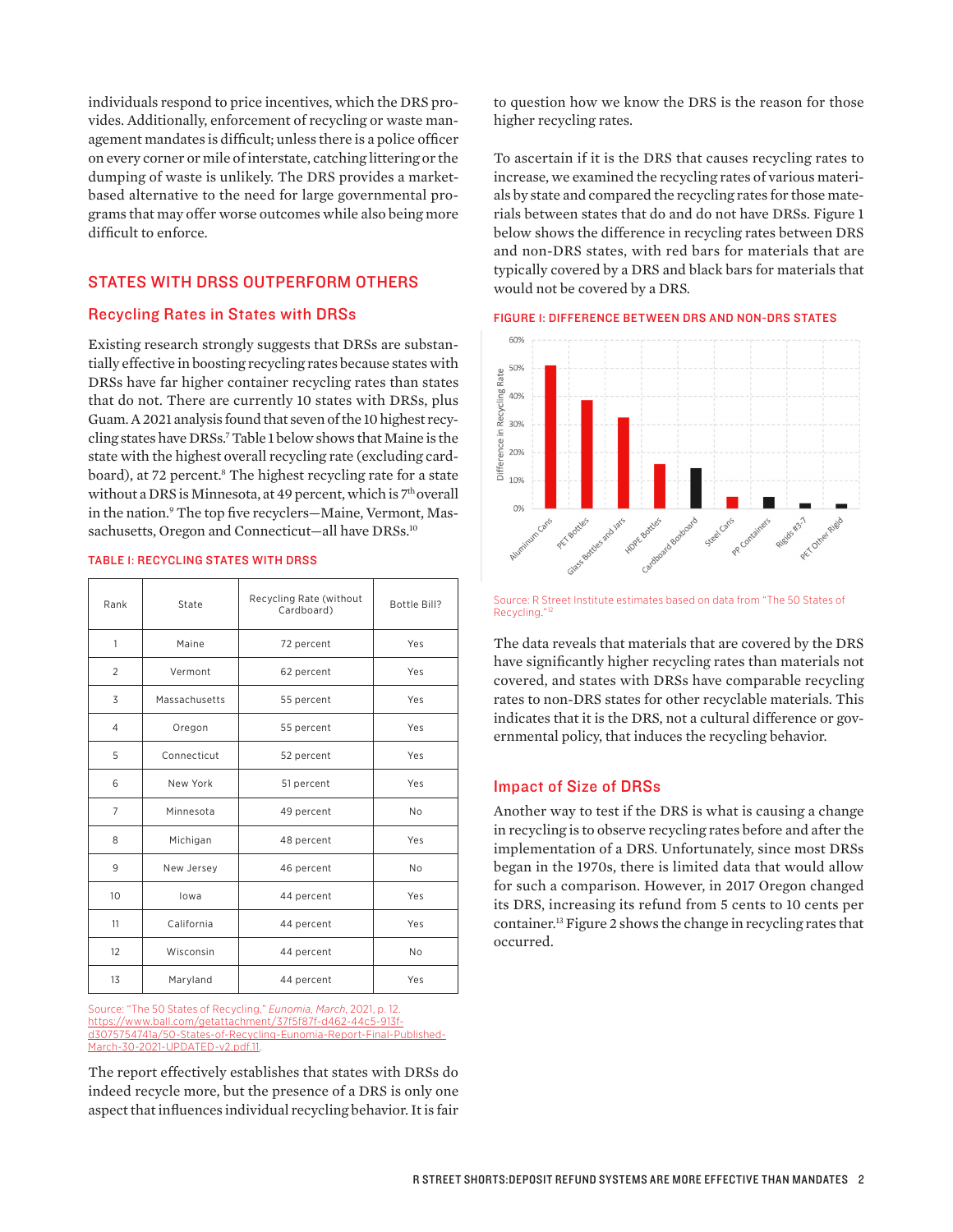individuals respond to price incentives, which the DRS provides. Additionally, enforcement of recycling or waste management mandates is difficult; unless there is a police officer on every corner or mile of interstate, catching littering or the dumping of waste is unlikely. The DRS provides a market-based alternative to the need for large governmental programs that may offer worse outcomes while also being more difficult to enforce.

## STATES WITH DRSS OUTPERFORM OTHERS

### Recycling Rates in States with DRSs

Existing research strongly suggests that DRSs are substantially effective in boosting recycling rates because states with DRSs have far higher container recycling rates than states that do not. There are currently 10 states with DRSs, plus Guam. A 2021 analysis found that seven of the 10 highest recycling states have DRSs.[7] Table 1 below shows that Maine is the state with the highest overall recycling rate (excluding cardboard), at 72 percent.[8] The highest recycling rate for a state without a DRS is Minnesota, at 49 percent, which is 7th overall in the nation.[9] The top five recyclers—Maine, Vermont, Massachusetts, Oregon and Connecticut—all have DRSs.[10]

TABLE I: RECYCLING STATES WITH DRSS

| Rank | State | Recycling Rate (without Cardboard) | Bottle Bill? |
|---|---|---|---|
| 1 | Maine | 72 percent | Yes |
| 2 | Vermont | 62 percent | Yes |
| 3 | Massachusetts | 55 percent | Yes |
| 4 | Oregon | 55 percent | Yes |
| 5 | Connecticut | 52 percent | Yes |
| 6 | New York | 51 percent | Yes |
| 7 | Minnesota | 49 percent | No |
| 8 | Michigan | 48 percent | Yes |
| 9 | New Jersey | 46 percent | No |
| 10 | Iowa | 44 percent | Yes |
| 11 | California | 44 percent | Yes |
| 12 | Wisconsin | 44 percent | No |
| 13 | Maryland | 44 percent | Yes |

Source: "The 50 States of Recycling," *Eunomia*, March, 2021, p. 12. https://www.ball.com/getattachment/37f5f87f-d462-44c5-913f-d3075754741a/50-States-of-Recycling-Eunomia-Report-Final-Published-March-30-2021-UPDATED-v2.pdf.11.

The report effectively establishes that states with DRSs do indeed recycle more, but the presence of a DRS is only one aspect that influences individual recycling behavior. It is fair to question how we know the DRS is the reason for those higher recycling rates.

To ascertain if it is the DRS that causes recycling rates to increase, we examined the recycling rates of various materials by state and compared the recycling rates for those materials between states that do and do not have DRSs. Figure 1 below shows the difference in recycling rates between DRS and non-DRS states, with red bars for materials that are typically covered by a DRS and black bars for materials that would not be covered by a DRS.

FIGURE I: DIFFERENCE BETWEEN DRS AND NON-DRS STATES

Source: R Street Institute estimates based on data from "The 50 States of Recycling."[12]

The data reveals that materials that are covered by the DRS have significantly higher recycling rates than materials not covered, and states with DRSs have comparable recycling rates to non-DRS states for other recyclable materials. This indicates that it is the DRS, not a cultural difference or governmental policy, that induces the recycling behavior.

### Impact of Size of DRSs

Another way to test if the DRS is what is causing a change in recycling is to observe recycling rates before and after the implementation of a DRS. Unfortunately, since most DRSs began in the 1970s, there is limited data that would allow for such a comparison. However, in 2017 Oregon changed its DRS, increasing its refund from 5 cents to 10 cents per container.[13] Figure 2 shows the change in recycling rates that occurred.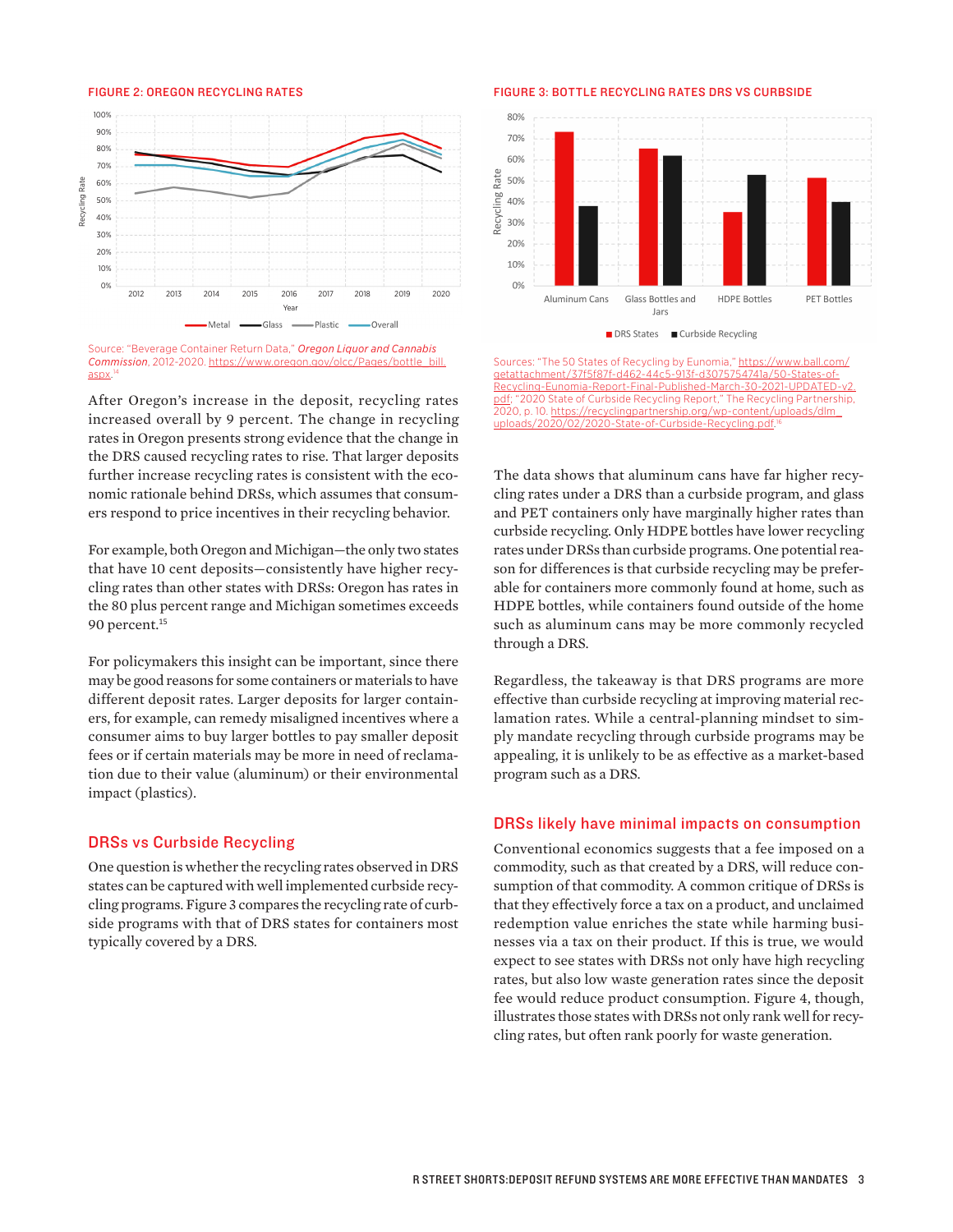**FIGURE 2: OREGON RECYCLING RATES**

Source: "Beverage Container Return Data," *Oregon Liquor and Cannabis Commission*, 2012-2020. https://www.oregon.gov/olcc/Pages/bottle_bill.aspx.[14]

After Oregon's increase in the deposit, recycling rates increased overall by 9 percent. The change in recycling rates in Oregon presents strong evidence that the change in the DRS caused recycling rates to rise. That larger deposits further increase recycling rates is consistent with the economic rationale behind DRSs, which assumes that consumers respond to price incentives in their recycling behavior.

For example, both Oregon and Michigan—the only two states that have 10 cent deposits—consistently have higher recycling rates than other states with DRSs: Oregon has rates in the 80 plus percent range and Michigan sometimes exceeds 90 percent.[15]

For policymakers this insight can be important, since there may be good reasons for some containers or materials to have different deposit rates. Larger deposits for larger containers, for example, can remedy misaligned incentives where a consumer aims to buy larger bottles to pay smaller deposit fees or if certain materials may be more in need of reclamation due to their value (aluminum) or their environmental impact (plastics).

## DRSs vs Curbside Recycling

One question is whether the recycling rates observed in DRS states can be captured with well implemented curbside recycling programs. Figure 3 compares the recycling rate of curbside programs with that of DRS states for containers most typically covered by a DRS.

**FIGURE 3: BOTTLE RECYCLING RATES DRS VS CURBSIDE**

Sources: "The 50 States of Recycling by Eunomia," https://www.ball.com/getattachment/37f5f87f-d462-44c5-913f-d3075754741a/50-States-of-Recycling-Eunomia-Report-Final-Published-March-30-2021-UPDATED-v2.pdf; "2020 State of Curbside Recycling Report," The Recycling Partnership, 2020, p. 10. https://recyclingpartnership.org/wp-content/uploads/dlm_uploads/2020/02/2020-State-of-Curbside-Recycling.pdf.[16]

The data shows that aluminum cans have far higher recycling rates under a DRS than a curbside program, and glass and PET containers only have marginally higher rates than curbside recycling. Only HDPE bottles have lower recycling rates under DRSs than curbside programs. One potential reason for differences is that curbside recycling may be preferable for containers more commonly found at home, such as HDPE bottles, while containers found outside of the home such as aluminum cans may be more commonly recycled through a DRS.

Regardless, the takeaway is that DRS programs are more effective than curbside recycling at improving material reclamation rates. While a central-planning mindset to simply mandate recycling through curbside programs may be appealing, it is unlikely to be as effective as a market-based program such as a DRS.

## DRSs likely have minimal impacts on consumption

Conventional economics suggests that a fee imposed on a commodity, such as that created by a DRS, will reduce consumption of that commodity. A common critique of DRSs is that they effectively force a tax on a product, and unclaimed redemption value enriches the state while harming businesses via a tax on their product. If this is true, we would expect to see states with DRSs not only have high recycling rates, but also low waste generation rates since the deposit fee would reduce product consumption. Figure 4, though, illustrates those states with DRSs not only rank well for recycling rates, but often rank poorly for waste generation.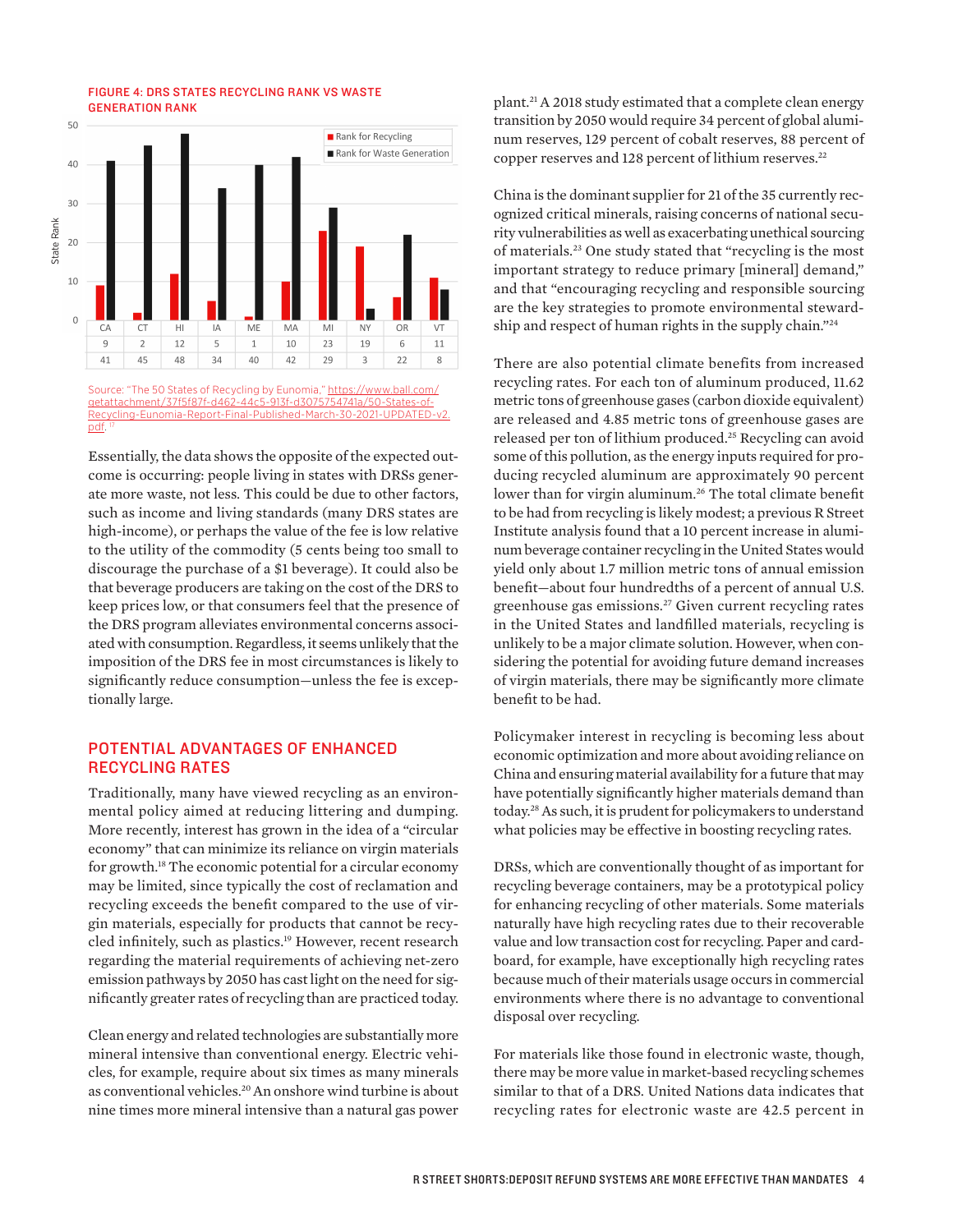**FIGURE 4: DRS STATES RECYCLING RANK VS WASTE GENERATION RANK**

| | CA | CT | HI | IA | ME | MA | MI | NY | OR | VT |
|---|---|---|---|---|---|---|---|---|---|---|
| Rank for Recycling | 9 | 2 | 12 | 5 | 1 | 10 | 23 | 19 | 6 | 11 |
| Rank for Waste Generation | 41 | 45 | 48 | 34 | 40 | 42 | 29 | 3 | 22 | 8 |

Source: "The 50 States of Recycling by Eunomia," https://www.ball.com/getattachment/37f5f87f-d462-44c5-913f-d3075754741a/50-States-of-Recycling-Eunomia-Report-Final-Published-March-30-2021-UPDATED-v2.pdf.[17]

Essentially, the data shows the opposite of the expected outcome is occurring: people living in states with DRSs generate more waste, not less. This could be due to other factors, such as income and living standards (many DRS states are high-income), or perhaps the value of the fee is low relative to the utility of the commodity (5 cents being too small to discourage the purchase of a $1 beverage). It could also be that beverage producers are taking on the cost of the DRS to keep prices low, or that consumers feel that the presence of the DRS program alleviates environmental concerns associated with consumption. Regardless, it seems unlikely that the imposition of the DRS fee in most circumstances is likely to significantly reduce consumption—unless the fee is exceptionally large.

## POTENTIAL ADVANTAGES OF ENHANCED RECYCLING RATES

Traditionally, many have viewed recycling as an environmental policy aimed at reducing littering and dumping. More recently, interest has grown in the idea of a "circular economy" that can minimize its reliance on virgin materials for growth.[18] The economic potential for a circular economy may be limited, since typically the cost of reclamation and recycling exceeds the benefit compared to the use of virgin materials, especially for products that cannot be recycled infinitely, such as plastics.[19] However, recent research regarding the material requirements of achieving net-zero emission pathways by 2050 has cast light on the need for significantly greater rates of recycling than are practiced today.

Clean energy and related technologies are substantially more mineral intensive than conventional energy. Electric vehicles, for example, require about six times as many minerals as conventional vehicles.[20] An onshore wind turbine is about nine times more mineral intensive than a natural gas power plant.[21] A 2018 study estimated that a complete clean energy transition by 2050 would require 34 percent of global aluminum reserves, 129 percent of cobalt reserves, 88 percent of copper reserves and 128 percent of lithium reserves.[22]

China is the dominant supplier for 21 of the 35 currently recognized critical minerals, raising concerns of national security vulnerabilities as well as exacerbating unethical sourcing of materials.[23] One study stated that "recycling is the most important strategy to reduce primary [mineral] demand," and that "encouraging recycling and responsible sourcing are the key strategies to promote environmental stewardship and respect of human rights in the supply chain."[24]

There are also potential climate benefits from increased recycling rates. For each ton of aluminum produced, 11.62 metric tons of greenhouse gases (carbon dioxide equivalent) are released and 4.85 metric tons of greenhouse gases are released per ton of lithium produced.[25] Recycling can avoid some of this pollution, as the energy inputs required for producing recycled aluminum are approximately 90 percent lower than for virgin aluminum.[26] The total climate benefit to be had from recycling is likely modest; a previous R Street Institute analysis found that a 10 percent increase in aluminum beverage container recycling in the United States would yield only about 1.7 million metric tons of annual emission benefit—about four hundredths of a percent of annual U.S. greenhouse gas emissions.[27] Given current recycling rates in the United States and landfilled materials, recycling is unlikely to be a major climate solution. However, when considering the potential for avoiding future demand increases of virgin materials, there may be significantly more climate benefit to be had.

Policymaker interest in recycling is becoming less about economic optimization and more about avoiding reliance on China and ensuring material availability for a future that may have potentially significantly higher materials demand than today.[28] As such, it is prudent for policymakers to understand what policies may be effective in boosting recycling rates.

DRSs, which are conventionally thought of as important for recycling beverage containers, may be a prototypical policy for enhancing recycling of other materials. Some materials naturally have high recycling rates due to their recoverable value and low transaction cost for recycling. Paper and cardboard, for example, have exceptionally high recycling rates because much of their materials usage occurs in commercial environments where there is no advantage to conventional disposal over recycling.

For materials like those found in electronic waste, though, there may be more value in market-based recycling schemes similar to that of a DRS. United Nations data indicates that recycling rates for electronic waste are 42.5 percent in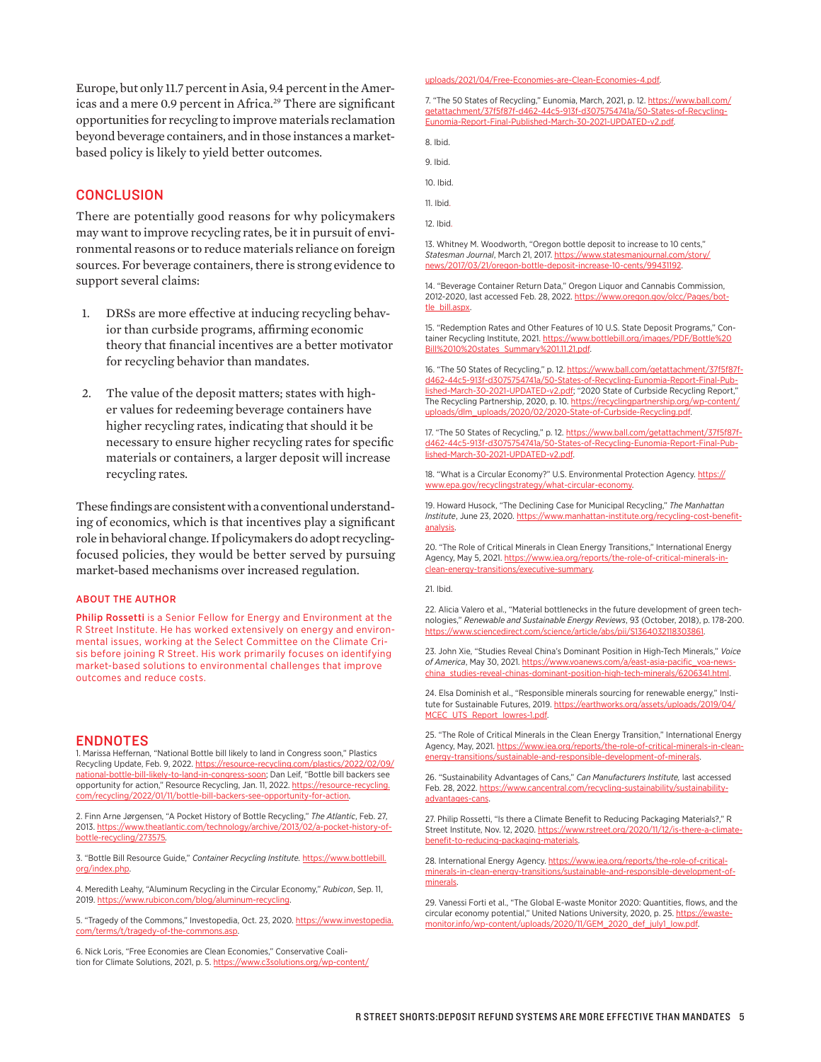Europe, but only 11.7 percent in Asia, 9.4 percent in the Americas and a mere 0.9 percent in Africa.[29] There are significant opportunities for recycling to improve materials reclamation beyond beverage containers, and in those instances a market-based policy is likely to yield better outcomes.

## CONCLUSION

There are potentially good reasons for why policymakers may want to improve recycling rates, be it in pursuit of environmental reasons or to reduce materials reliance on foreign sources. For beverage containers, there is strong evidence to support several claims:

1. DRSs are more effective at inducing recycling behavior than curbside programs, affirming economic theory that financial incentives are a better motivator for recycling behavior than mandates.

2. The value of the deposit matters; states with higher values for redeeming beverage containers have higher recycling rates, indicating that should it be necessary to ensure higher recycling rates for specific materials or containers, a larger deposit will increase recycling rates.

These findings are consistent with a conventional understanding of economics, which is that incentives play a significant role in behavioral change. If policymakers do adopt recycling-focused policies, they would be better served by pursuing market-based mechanisms over increased regulation.

### ABOUT THE AUTHOR

**Philip Rossetti** is a Senior Fellow for Energy and Environment at the R Street Institute. He has worked extensively on energy and environmental issues, working at the Select Committee on the Climate Crisis before joining R Street. His work primarily focuses on identifying market-based solutions to environmental challenges that improve outcomes and reduce costs.

## ENDNOTES

1. Marissa Heffernan, "National Bottle bill likely to land in Congress soon," Plastics Recycling Update, Feb. 9, 2022. https://resource-recycling.com/plastics/2022/02/09/national-bottle-bill-likely-to-land-in-congress-soon; Dan Leif, "Bottle bill backers see opportunity for action," Resource Recycling, Jan. 11, 2022. https://resource-recycling.com/recycling/2022/01/11/bottle-bill-backers-see-opportunity-for-action.

2. Finn Arne Jørgensen, "A Pocket History of Bottle Recycling," *The Atlantic*, Feb. 27, 2013. https://www.theatlantic.com/technology/archive/2013/02/a-pocket-history-of-bottle-recycling/273575.

3. "Bottle Bill Resource Guide," *Container Recycling Institute.* https://www.bottlebill.org/index.php.

4. Meredith Leahy, "Aluminum Recycling in the Circular Economy," *Rubicon*, Sep. 11, 2019. https://www.rubicon.com/blog/aluminum-recycling.

5. "Tragedy of the Commons," Investopedia, Oct. 23, 2020. https://www.investopedia.com/terms/t/tragedy-of-the-commons.asp.

6. Nick Loris, "Free Economies are Clean Economies," Conservative Coalition for Climate Solutions, 2021, p. 5. https://www.c3solutions.org/wp-content/uploads/2021/04/Free-Economies-are-Clean-Economies-4.pdf.

7. "The 50 States of Recycling," Eunomia, March, 2021, p. 12. https://www.ball.com/getattachment/37f5f87f-d462-44c5-913f-d3075754741a/50-States-of-Recycling-Eunomia-Report-Final-Published-March-30-2021-UPDATED-v2.pdf.

8. Ibid.

9. Ibid.

10. Ibid.

11. Ibid.

12. Ibid.

13. Whitney M. Woodworth, "Oregon bottle deposit to increase to 10 cents," *Statesman Journal*, March 21, 2017. https://www.statesmanjournal.com/story/news/2017/03/21/oregon-bottle-deposit-increase-10-cents/99431192.

14. "Beverage Container Return Data," Oregon Liquor and Cannabis Commission, 2012-2020, last accessed Feb. 28, 2022. https://www.oregon.gov/olcc/Pages/bottle_bill.aspx.

15. "Redemption Rates and Other Features of 10 U.S. State Deposit Programs," Container Recycling Institute, 2021. https://www.bottlebill.org/images/PDF/Bottle%20Bill%2010%20states_Summary%201.11.21.pdf.

16. "The 50 States of Recycling," p. 12. https://www.ball.com/getattachment/37f5f87f-d462-44c5-913f-d3075754741a/50-States-of-Recycling-Eunomia-Report-Final-Published-March-30-2021-UPDATED-v2.pdf; "2020 State of Curbside Recycling Report," The Recycling Partnership, 2020, p. 10. https://recyclingpartnership.org/wp-content/uploads/dlm_uploads/2020/02/2020-State-of-Curbside-Recycling.pdf.

17. "The 50 States of Recycling," p. 12. https://www.ball.com/getattachment/37f5f87f-d462-44c5-913f-d3075754741a/50-States-of-Recycling-Eunomia-Report-Final-Published-March-30-2021-UPDATED-v2.pdf.

18. "What is a Circular Economy?" U.S. Environmental Protection Agency. https://www.epa.gov/recyclingstrategy/what-circular-economy.

19. Howard Husock, "The Declining Case for Municipal Recycling," *The Manhattan Institute*, June 23, 2020. https://www.manhattan-institute.org/recycling-cost-benefit-analysis.

20. "The Role of Critical Minerals in Clean Energy Transitions," International Energy Agency, May 5, 2021. https://www.iea.org/reports/the-role-of-critical-minerals-in-clean-energy-transitions/executive-summary.

21. Ibid.

22. Alicia Valero et al., "Material bottlenecks in the future development of green technologies," *Renewable and Sustainable Energy Reviews*, 93 (October, 2018), p. 178-200. https://www.sciencedirect.com/science/article/abs/pii/S1364032118303861.

23. John Xie, "Studies Reveal China's Dominant Position in High-Tech Minerals," *Voice of America*, May 30, 2021. https://www.voanews.com/a/east-asia-pacific_voa-news-china_studies-reveal-chinas-dominant-position-high-tech-minerals/6206341.html.

24. Elsa Dominish et al., "Responsible minerals sourcing for renewable energy," Institute for Sustainable Futures, 2019. https://earthworks.org/assets/uploads/2019/04/MCEC_UTS_Report_lowres-1.pdf.

25. "The Role of Critical Minerals in the Clean Energy Transition," International Energy Agency, May, 2021. https://www.iea.org/reports/the-role-of-critical-minerals-in-clean-energy-transitions/sustainable-and-responsible-development-of-minerals.

26. "Sustainability Advantages of Cans," *Can Manufacturers Institute,* last accessed Feb. 28, 2022. https://www.cancentral.com/recycling-sustainability/sustainability-advantages-cans.

27. Philip Rossetti, "Is there a Climate Benefit to Reducing Packaging Materials?," R Street Institute, Nov. 12, 2020. https://www.rstreet.org/2020/11/12/is-there-a-climate-benefit-to-reducing-packaging-materials.

28. International Energy Agency. https://www.iea.org/reports/the-role-of-critical-minerals-in-clean-energy-transitions/sustainable-and-responsible-development-of-minerals.

29. Vanessi Forti et al., "The Global E-waste Monitor 2020: Quantities, flows, and the circular economy potential," United Nations University, 2020, p. 25. https://ewaste-monitor.info/wp-content/uploads/2020/11/GEM_2020_def_july1_low.pdf.